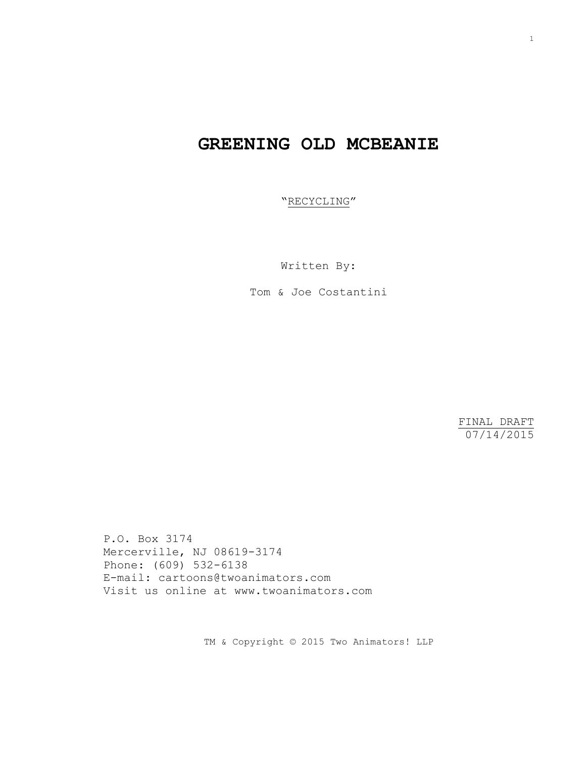# GREENING OLD MCBEANIE

"RECYCLING"

Written By:

Tom & Joe Costantini

FINAL DRAFT
07/14/2015

P.O. Box 3174
Mercerville, NJ 08619-3174
Phone: (609) 532-6138
E-mail: cartoons@twoanimators.com
Visit us online at www.twoanimators.com

TM & Copyright © 2015 Two Animators! LLP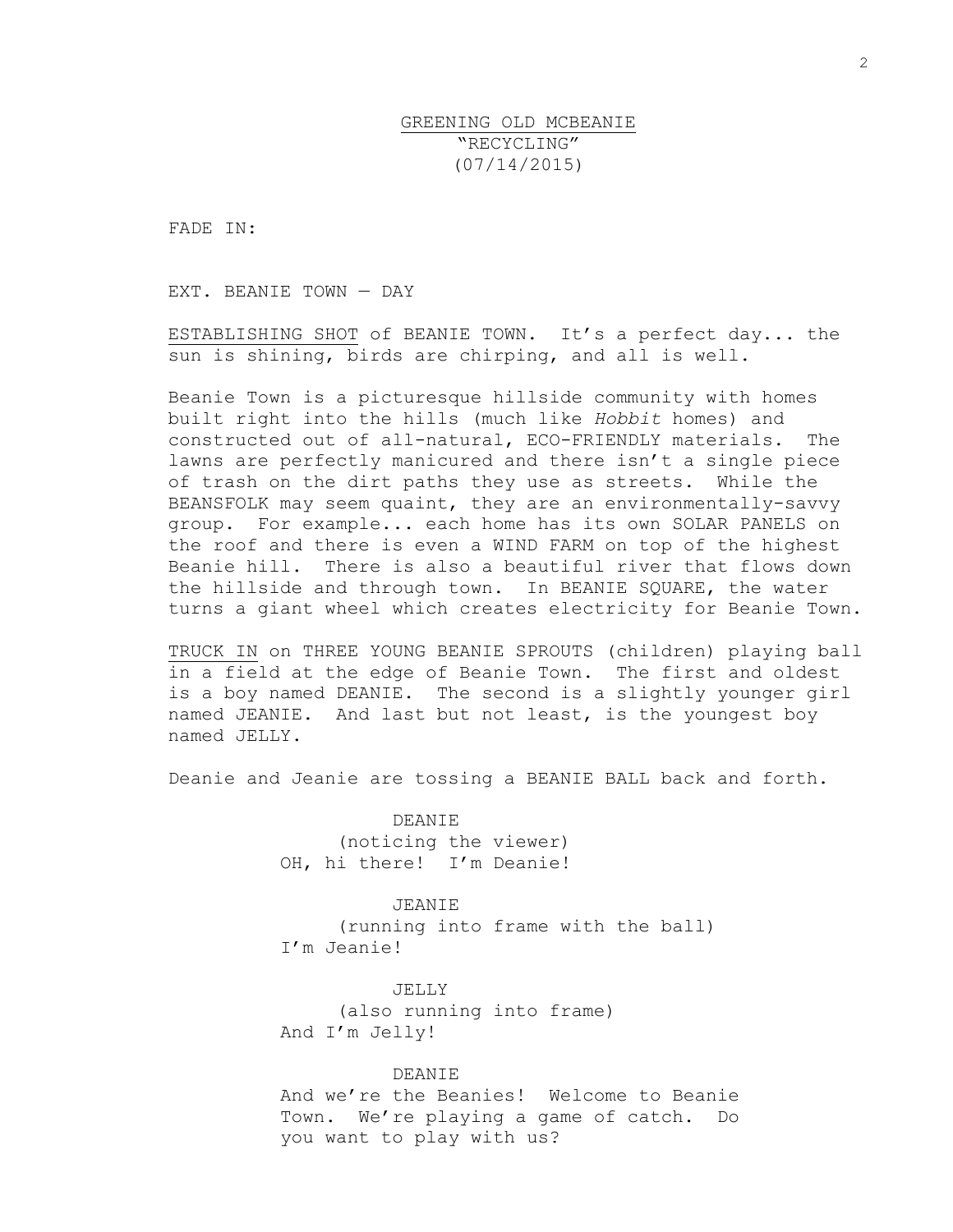<u>GREENING OLD MCBEANIE</u>
"RECYCLING"
(07/14/2015)

FADE IN:

EXT. BEANIE TOWN — DAY

<u>ESTABLISHING SHOT</u> of BEANIE TOWN. It's a perfect day... the sun is shining, birds are chirping, and all is well.

Beanie Town is a picturesque hillside community with homes built right into the hills (much like *Hobbit* homes) and constructed out of all-natural, ECO-FRIENDLY materials. The lawns are perfectly manicured and there isn't a single piece of trash on the dirt paths they use as streets. While the BEANSFOLK may seem quaint, they are an environmentally-savvy group. For example... each home has its own SOLAR PANELS on the roof and there is even a WIND FARM on top of the highest Beanie hill. There is also a beautiful river that flows down the hillside and through town. In BEANIE SQUARE, the water turns a giant wheel which creates electricity for Beanie Town.

<u>TRUCK IN</u> on THREE YOUNG BEANIE SPROUTS (children) playing ball in a field at the edge of Beanie Town. The first and oldest is a boy named DEANIE. The second is a slightly younger girl named JEANIE. And last but not least, is the youngest boy named JELLY.

Deanie and Jeanie are tossing a BEANIE BALL back and forth.

DEANIE
(noticing the viewer)
OH, hi there! I'm Deanie!

JEANIE
(running into frame with the ball)
I'm Jeanie!

JELLY
(also running into frame)
And I'm Jelly!

DEANIE
And we're the Beanies! Welcome to Beanie Town. We're playing a game of catch. Do you want to play with us?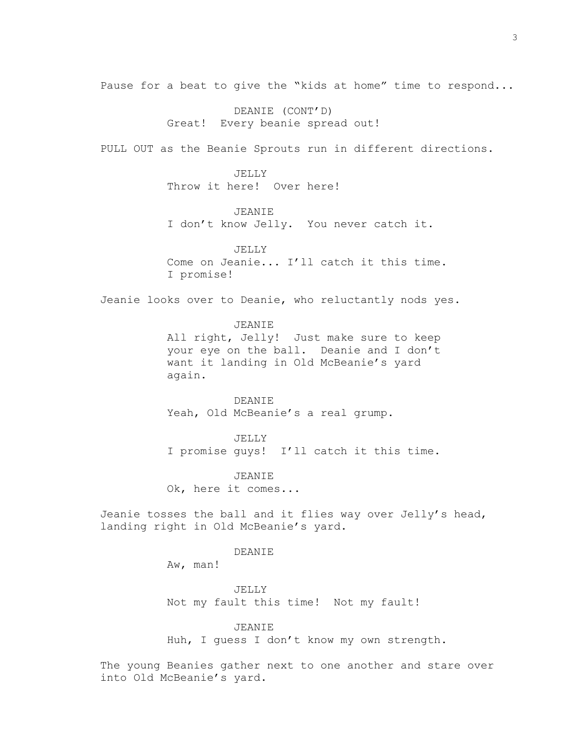Pause for a beat to give the “kids at home” time to respond...

DEANIE (CONT’D)
Great! Every beanie spread out!

PULL OUT as the Beanie Sprouts run in different directions.

JELLY
Throw it here! Over here!

JEANIE
I don’t know Jelly. You never catch it.

JELLY
Come on Jeanie... I’ll catch it this time. I promise!

Jeanie looks over to Deanie, who reluctantly nods yes.

JEANIE
All right, Jelly! Just make sure to keep your eye on the ball. Deanie and I don’t want it landing in Old McBeanie’s yard again.

DEANIE
Yeah, Old McBeanie’s a real grump.

JELLY
I promise guys! I’ll catch it this time.

JEANIE
Ok, here it comes...

Jeanie tosses the ball and it flies way over Jelly’s head, landing right in Old McBeanie’s yard.

DEANIE
Aw, man!

JELLY
Not my fault this time! Not my fault!

JEANIE
Huh, I guess I don’t know my own strength.

The young Beanies gather next to one another and stare over into Old McBeanie’s yard.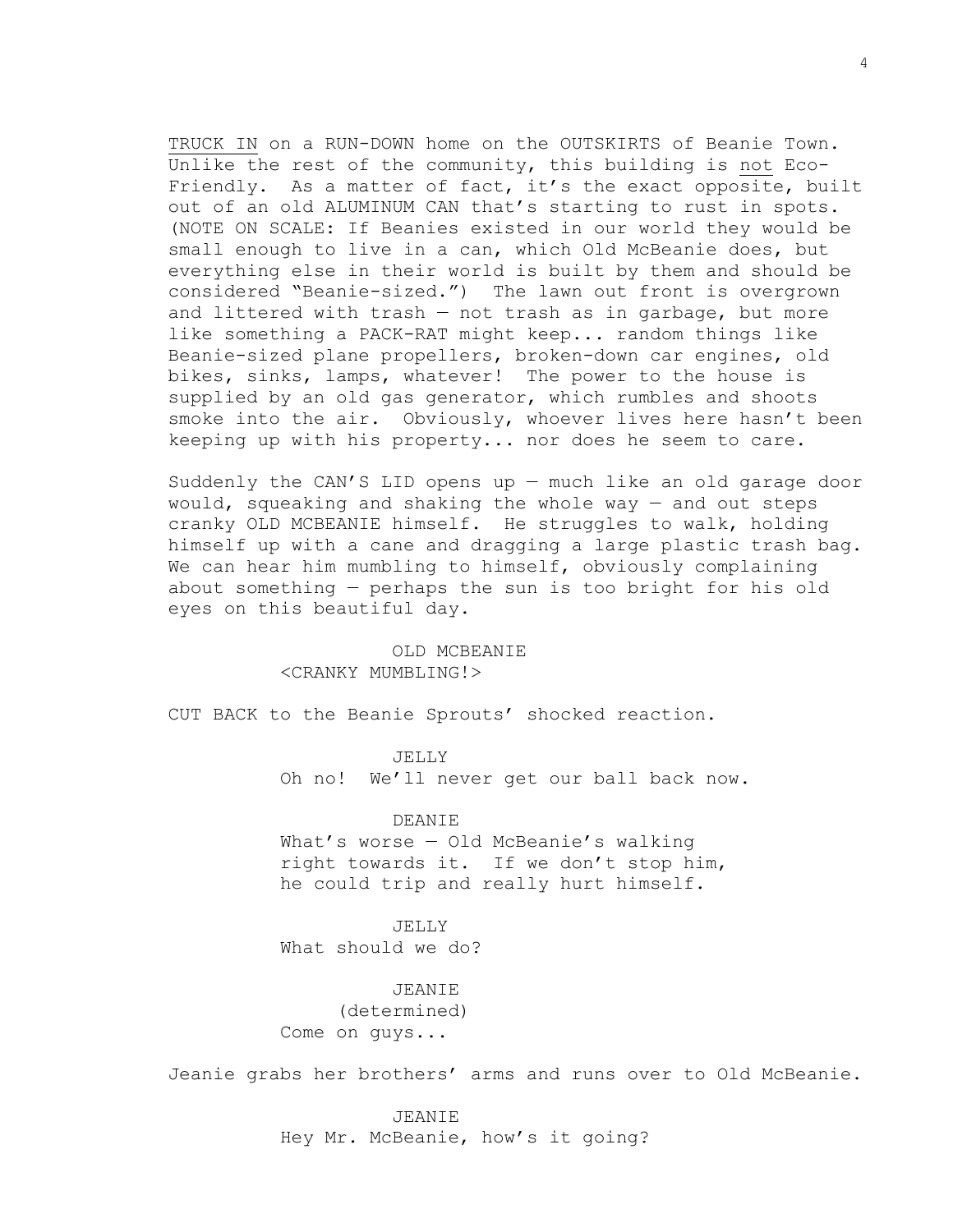TRUCK IN on a RUN-DOWN home on the OUTSKIRTS of Beanie Town. Unlike the rest of the community, this building is not Eco-Friendly. As a matter of fact, it's the exact opposite, built out of an old ALUMINUM CAN that's starting to rust in spots. (NOTE ON SCALE: If Beanies existed in our world they would be small enough to live in a can, which Old McBeanie does, but everything else in their world is built by them and should be considered "Beanie-sized.") The lawn out front is overgrown and littered with trash — not trash as in garbage, but more like something a PACK-RAT might keep... random things like Beanie-sized plane propellers, broken-down car engines, old bikes, sinks, lamps, whatever! The power to the house is supplied by an old gas generator, which rumbles and shoots smoke into the air. Obviously, whoever lives here hasn't been keeping up with his property... nor does he seem to care.

Suddenly the CAN'S LID opens up — much like an old garage door would, squeaking and shaking the whole way — and out steps cranky OLD MCBEANIE himself. He struggles to walk, holding himself up with a cane and dragging a large plastic trash bag. We can hear him mumbling to himself, obviously complaining about something — perhaps the sun is too bright for his old eyes on this beautiful day.

OLD MCBEANIE
<CRANKY MUMBLING!>

CUT BACK to the Beanie Sprouts' shocked reaction.

JELLY
Oh no! We'll never get our ball back now.

DEANIE
What's worse — Old McBeanie's walking right towards it. If we don't stop him, he could trip and really hurt himself.

JELLY
What should we do?

JEANIE
(determined)
Come on guys...

Jeanie grabs her brothers' arms and runs over to Old McBeanie.

JEANIE
Hey Mr. McBeanie, how's it going?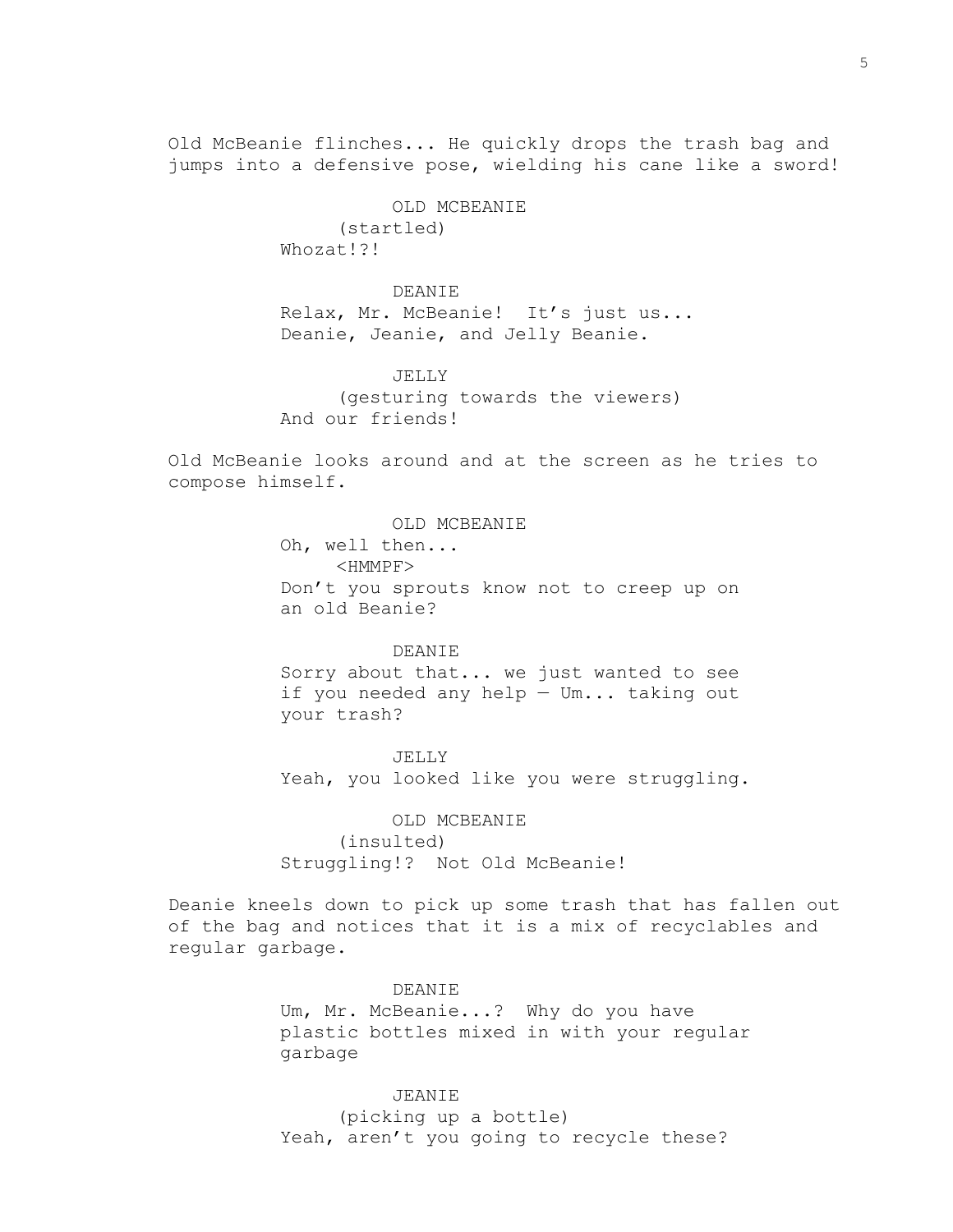Old McBeanie flinches... He quickly drops the trash bag and jumps into a defensive pose, wielding his cane like a sword!

OLD MCBEANIE
(startled)
Whozat!?!

DEANIE
Relax, Mr. McBeanie! It's just us... Deanie, Jeanie, and Jelly Beanie.

JELLY
(gesturing towards the viewers)
And our friends!

Old McBeanie looks around and at the screen as he tries to compose himself.

OLD MCBEANIE
Oh, well then...
<HMMPF>
Don't you sprouts know not to creep up on an old Beanie?

DEANIE
Sorry about that... we just wanted to see if you needed any help — Um... taking out your trash?

JELLY
Yeah, you looked like you were struggling.

OLD MCBEANIE
(insulted)
Struggling!? Not Old McBeanie!

Deanie kneels down to pick up some trash that has fallen out of the bag and notices that it is a mix of recyclables and regular garbage.

DEANIE
Um, Mr. McBeanie...? Why do you have plastic bottles mixed in with your regular garbage

JEANIE
(picking up a bottle)
Yeah, aren't you going to recycle these?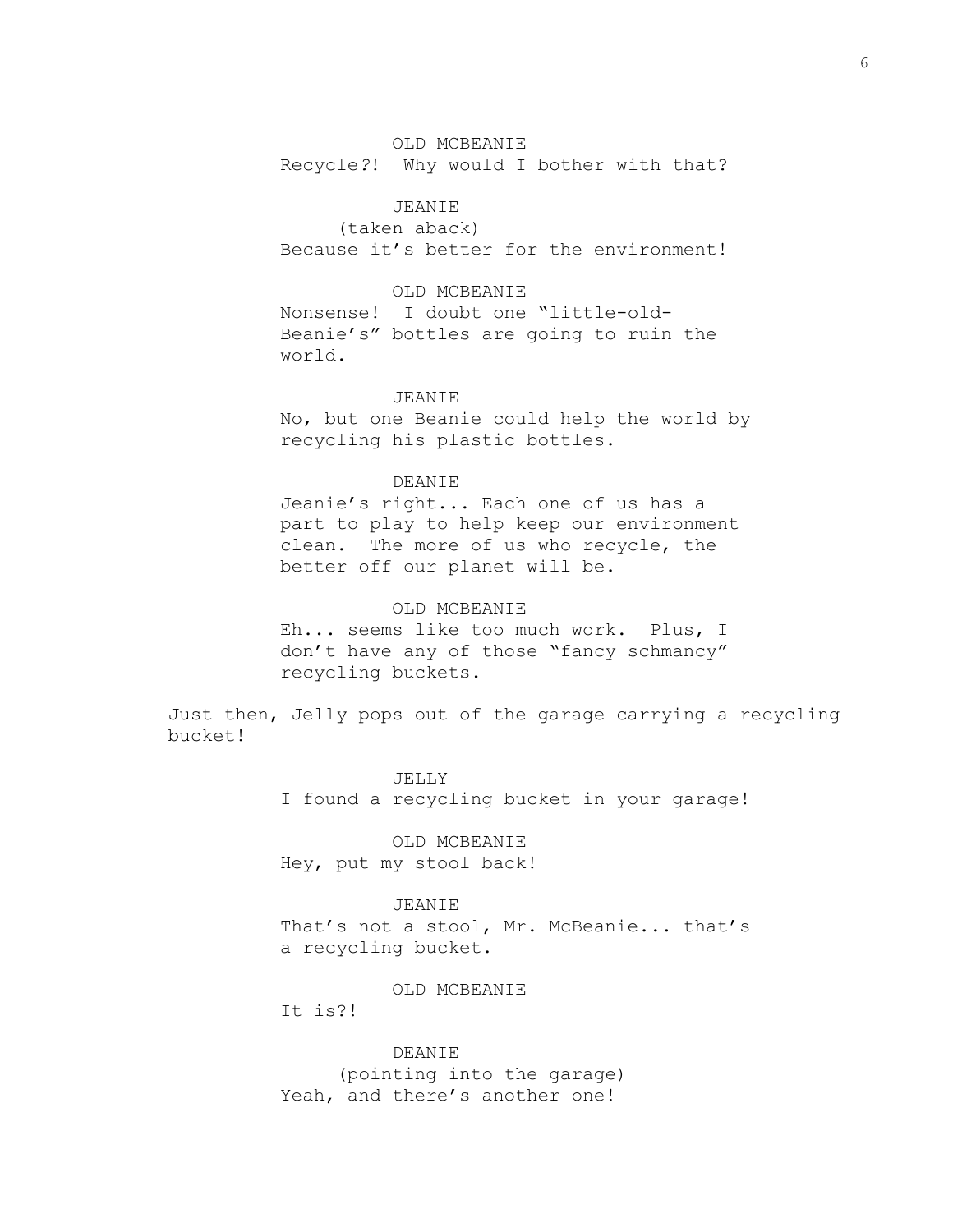OLD MCBEANIE
Recycle?! Why would I bother with that?

JEANIE
(taken aback)
Because it's better for the environment!

OLD MCBEANIE
Nonsense! I doubt one "little-old-Beanie's" bottles are going to ruin the world.

JEANIE
No, but one Beanie could help the world by recycling his plastic bottles.

DEANIE
Jeanie's right... Each one of us has a part to play to help keep our environment clean. The more of us who recycle, the better off our planet will be.

OLD MCBEANIE
Eh... seems like too much work. Plus, I don't have any of those "fancy schmancy" recycling buckets.

Just then, Jelly pops out of the garage carrying a recycling bucket!

JELLY
I found a recycling bucket in your garage!

OLD MCBEANIE
Hey, put my stool back!

JEANIE
That's not a stool, Mr. McBeanie... that's a recycling bucket.

OLD MCBEANIE
It is?!

DEANIE
(pointing into the garage)
Yeah, and there's another one!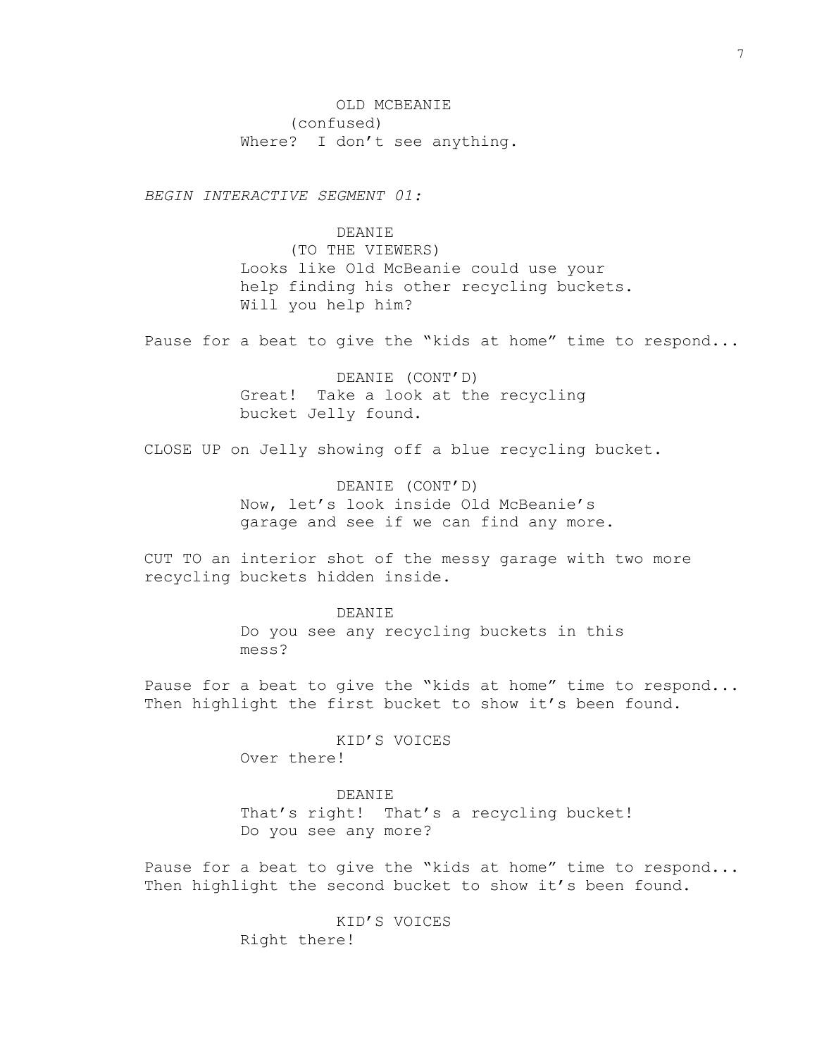OLD MCBEANIE
(confused)
Where? I don't see anything.

*BEGIN INTERACTIVE SEGMENT 01:*

DEANIE
(TO THE VIEWERS)
Looks like Old McBeanie could use your help finding his other recycling buckets. Will you help him?

Pause for a beat to give the "kids at home" time to respond...

DEANIE (CONT'D)
Great! Take a look at the recycling bucket Jelly found.

CLOSE UP on Jelly showing off a blue recycling bucket.

DEANIE (CONT'D)
Now, let's look inside Old McBeanie's garage and see if we can find any more.

CUT TO an interior shot of the messy garage with two more recycling buckets hidden inside.

DEANIE
Do you see any recycling buckets in this mess?

Pause for a beat to give the "kids at home" time to respond... Then highlight the first bucket to show it's been found.

KID'S VOICES
Over there!

DEANIE
That's right! That's a recycling bucket! Do you see any more?

Pause for a beat to give the "kids at home" time to respond... Then highlight the second bucket to show it's been found.

KID'S VOICES
Right there!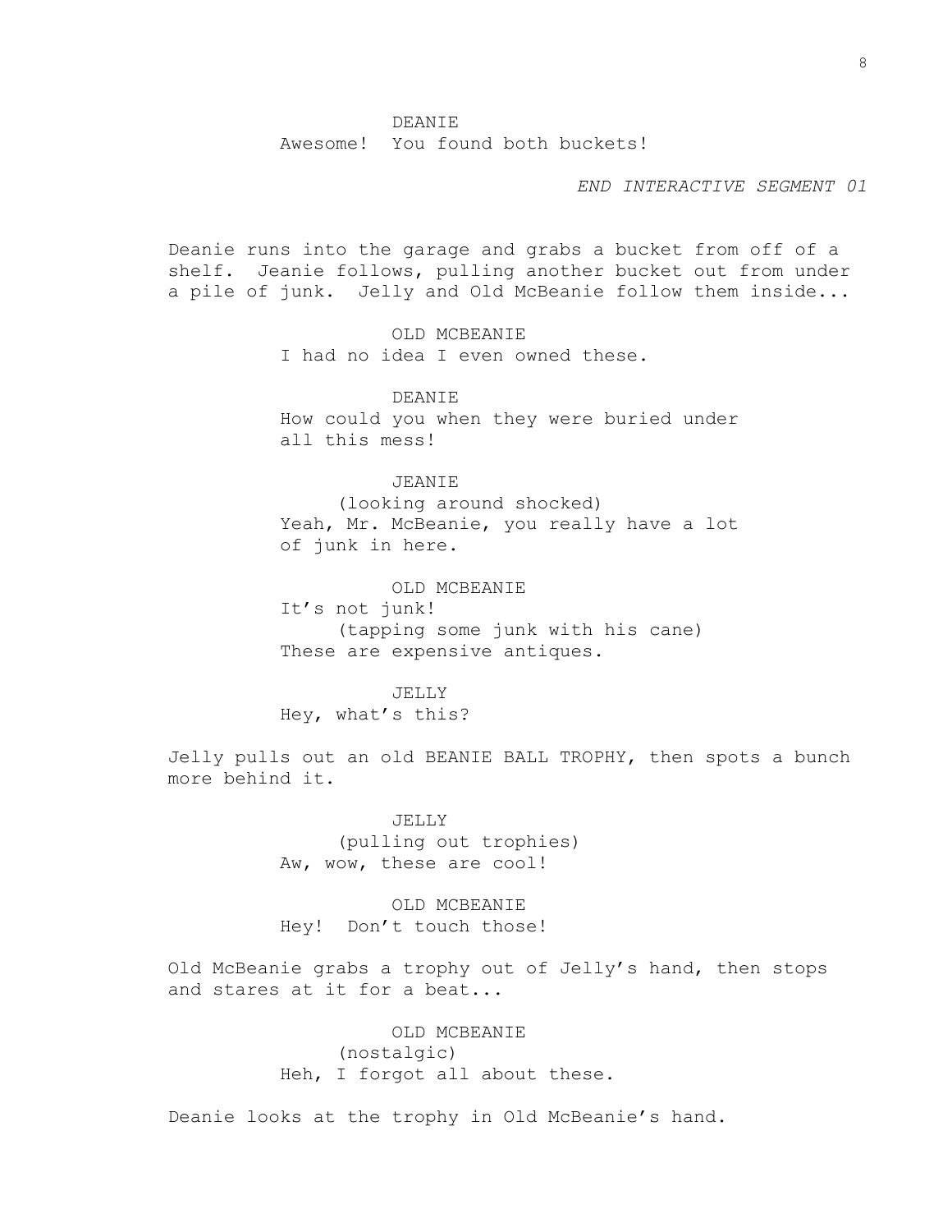DEANIE
Awesome!  You found both buckets!

*END INTERACTIVE SEGMENT 01*

Deanie runs into the garage and grabs a bucket from off of a shelf.  Jeanie follows, pulling another bucket out from under a pile of junk.  Jelly and Old McBeanie follow them inside...

OLD MCBEANIE
I had no idea I even owned these.

DEANIE
How could you when they were buried under all this mess!

JEANIE
(looking around shocked)
Yeah, Mr. McBeanie, you really have a lot of junk in here.

OLD MCBEANIE
It's not junk!
(tapping some junk with his cane)
These are expensive antiques.

JELLY
Hey, what's this?

Jelly pulls out an old BEANIE BALL TROPHY, then spots a bunch more behind it.

JELLY
(pulling out trophies)
Aw, wow, these are cool!

OLD MCBEANIE
Hey!  Don't touch those!

Old McBeanie grabs a trophy out of Jelly's hand, then stops and stares at it for a beat...

OLD MCBEANIE
(nostalgic)
Heh, I forgot all about these.

Deanie looks at the trophy in Old McBeanie's hand.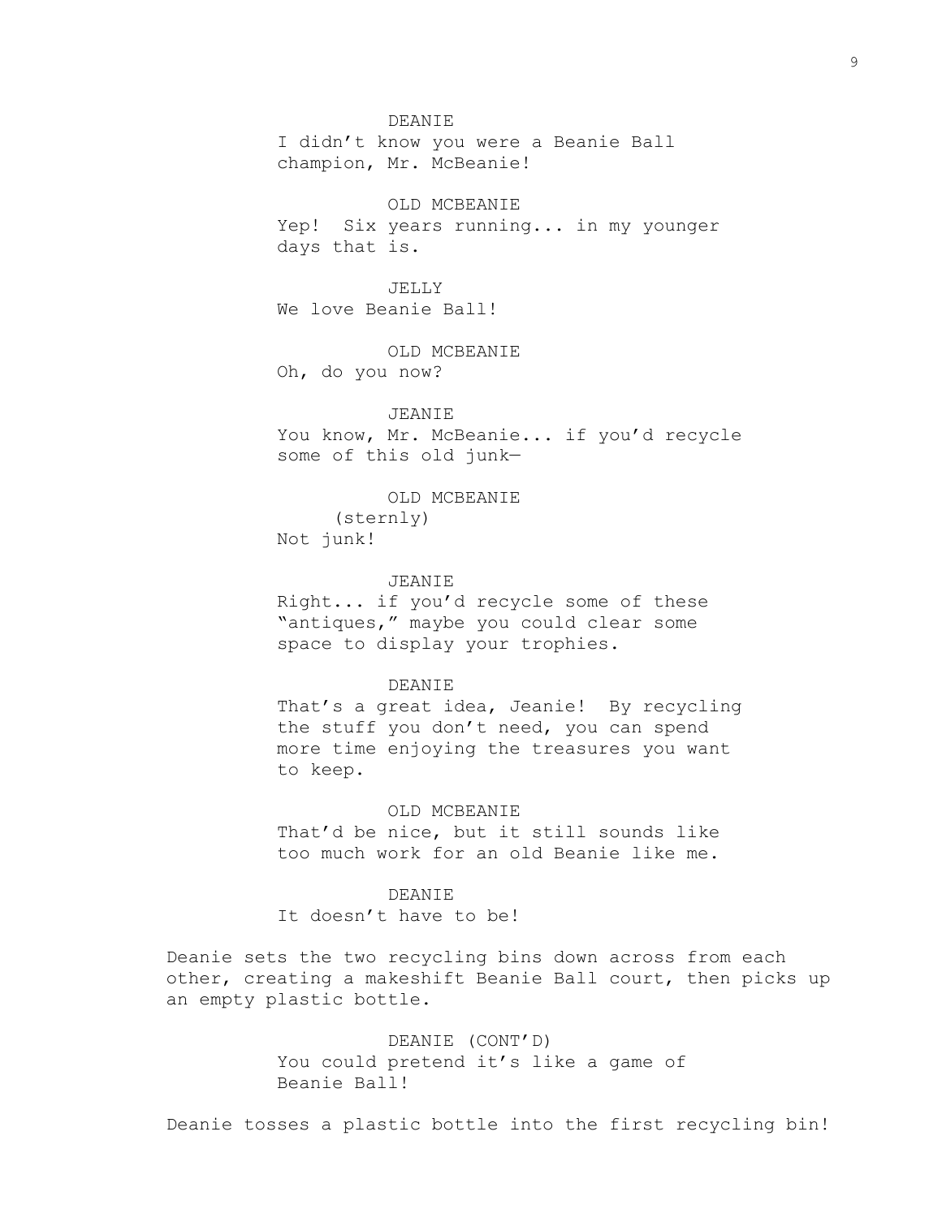DEANIE
I didn't know you were a Beanie Ball champion, Mr. McBeanie!

OLD MCBEANIE
Yep! Six years running... in my younger days that is.

JELLY
We love Beanie Ball!

OLD MCBEANIE
Oh, do you now?

JEANIE
You know, Mr. McBeanie... if you'd recycle some of this old junk—

OLD MCBEANIE
(sternly)
Not junk!

JEANIE
Right... if you'd recycle some of these "antiques," maybe you could clear some space to display your trophies.

DEANIE
That's a great idea, Jeanie! By recycling the stuff you don't need, you can spend more time enjoying the treasures you want to keep.

OLD MCBEANIE
That'd be nice, but it still sounds like too much work for an old Beanie like me.

DEANIE
It doesn't have to be!

Deanie sets the two recycling bins down across from each other, creating a makeshift Beanie Ball court, then picks up an empty plastic bottle.

DEANIE (CONT'D)
You could pretend it's like a game of Beanie Ball!

Deanie tosses a plastic bottle into the first recycling bin!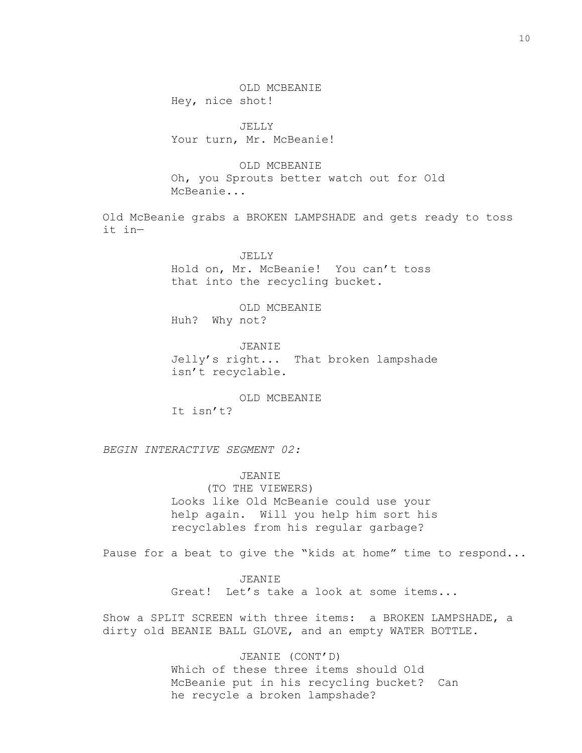OLD MCBEANIE
Hey, nice shot!

JELLY
Your turn, Mr. McBeanie!

OLD MCBEANIE
Oh, you Sprouts better watch out for Old McBeanie...

Old McBeanie grabs a BROKEN LAMPSHADE and gets ready to toss it in—

JELLY
Hold on, Mr. McBeanie! You can't toss that into the recycling bucket.

OLD MCBEANIE
Huh? Why not?

JEANIE
Jelly's right... That broken lampshade isn't recyclable.

OLD MCBEANIE
It isn't?

*BEGIN INTERACTIVE SEGMENT 02:*

JEANIE
(TO THE VIEWERS)
Looks like Old McBeanie could use your help again. Will you help him sort his recyclables from his regular garbage?

Pause for a beat to give the "kids at home" time to respond...

JEANIE
Great! Let's take a look at some items...

Show a SPLIT SCREEN with three items: a BROKEN LAMPSHADE, a dirty old BEANIE BALL GLOVE, and an empty WATER BOTTLE.

JEANIE (CONT'D)
Which of these three items should Old McBeanie put in his recycling bucket? Can he recycle a broken lampshade?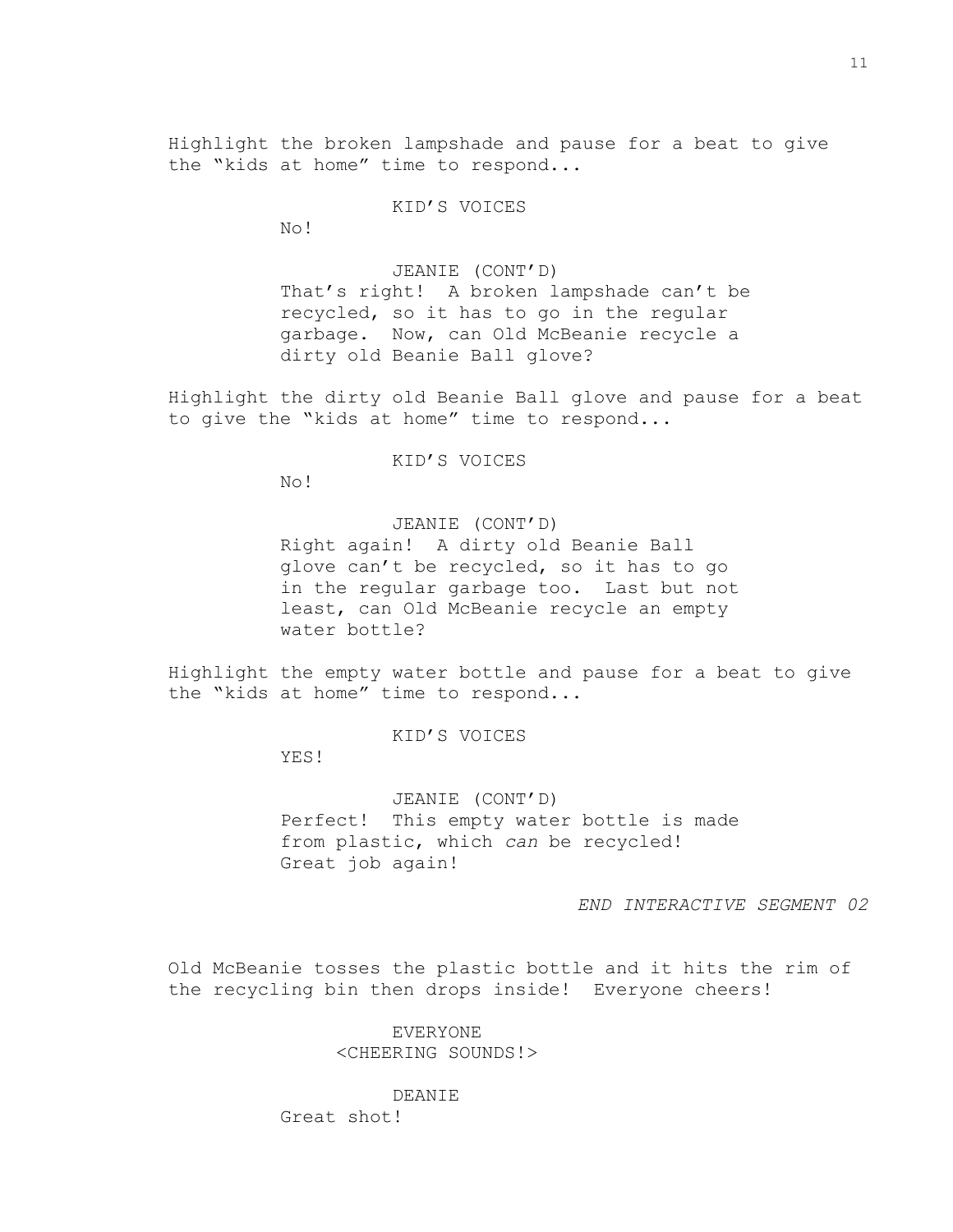Highlight the broken lampshade and pause for a beat to give the "kids at home" time to respond...

KID'S VOICES

No!

JEANIE (CONT'D)

That's right! A broken lampshade can't be recycled, so it has to go in the regular garbage. Now, can Old McBeanie recycle a dirty old Beanie Ball glove?

Highlight the dirty old Beanie Ball glove and pause for a beat to give the "kids at home" time to respond...

KID'S VOICES

No!

JEANIE (CONT'D)

Right again! A dirty old Beanie Ball glove can't be recycled, so it has to go in the regular garbage too. Last but not least, can Old McBeanie recycle an empty water bottle?

Highlight the empty water bottle and pause for a beat to give the "kids at home" time to respond...

KID'S VOICES

YES!

JEANIE (CONT'D)

Perfect! This empty water bottle is made from plastic, which *can* be recycled! Great job again!

*END INTERACTIVE SEGMENT 02*

Old McBeanie tosses the plastic bottle and it hits the rim of the recycling bin then drops inside! Everyone cheers!

EVERYONE

<CHEERING SOUNDS!>

DEANIE

Great shot!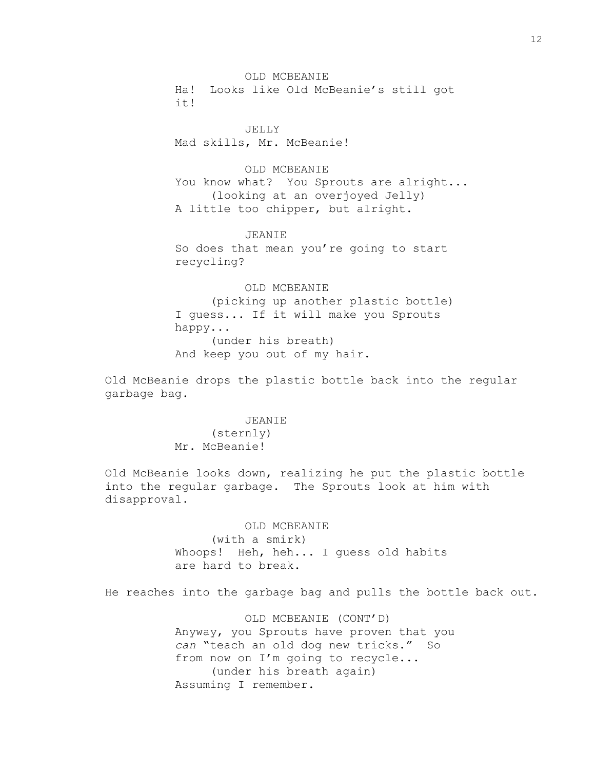OLD MCBEANIE

Ha! Looks like Old McBeanie's still got it!

JELLY

Mad skills, Mr. McBeanie!

OLD MCBEANIE

You know what? You Sprouts are alright...

(looking at an overjoyed Jelly)

A little too chipper, but alright.

JEANIE

So does that mean you're going to start recycling?

OLD MCBEANIE

(picking up another plastic bottle)

I guess... If it will make you Sprouts happy...

(under his breath)

And keep you out of my hair.

Old McBeanie drops the plastic bottle back into the regular garbage bag.

JEANIE

(sternly)

Mr. McBeanie!

Old McBeanie looks down, realizing he put the plastic bottle into the regular garbage. The Sprouts look at him with disapproval.

OLD MCBEANIE

(with a smirk)

Whoops! Heh, heh... I guess old habits are hard to break.

He reaches into the garbage bag and pulls the bottle back out.

OLD MCBEANIE (CONT'D)

Anyway, you Sprouts have proven that you *can* "teach an old dog new tricks." So from now on I'm going to recycle...

(under his breath again)

Assuming I remember.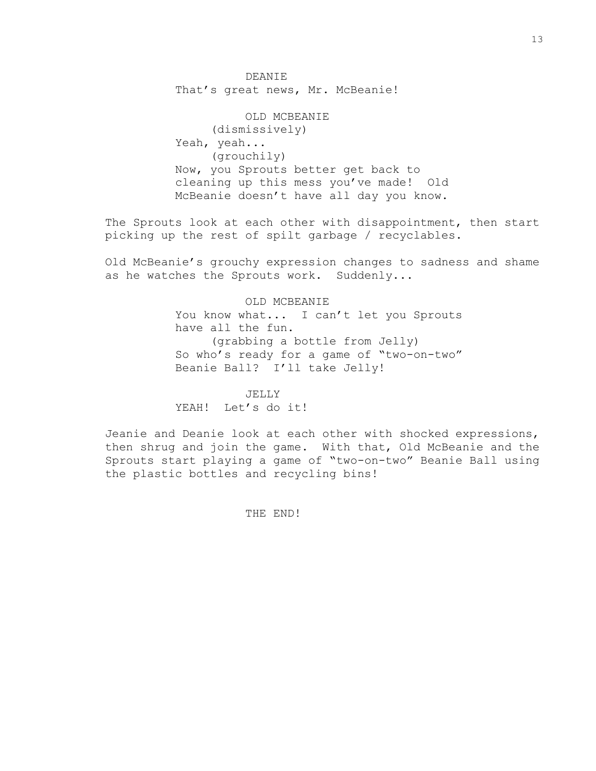DEANIE

That's great news, Mr. McBeanie!

OLD MCBEANIE

(dismissively)

Yeah, yeah...

(grouchily)

Now, you Sprouts better get back to cleaning up this mess you've made! Old McBeanie doesn't have all day you know.

The Sprouts look at each other with disappointment, then start picking up the rest of spilt garbage / recyclables.

Old McBeanie's grouchy expression changes to sadness and shame as he watches the Sprouts work. Suddenly...

OLD MCBEANIE

You know what... I can't let you Sprouts have all the fun.

(grabbing a bottle from Jelly)

So who's ready for a game of "two-on-two" Beanie Ball? I'll take Jelly!

JELLY

YEAH! Let's do it!

Jeanie and Deanie look at each other with shocked expressions, then shrug and join the game. With that, Old McBeanie and the Sprouts start playing a game of "two-on-two" Beanie Ball using the plastic bottles and recycling bins!

THE END!